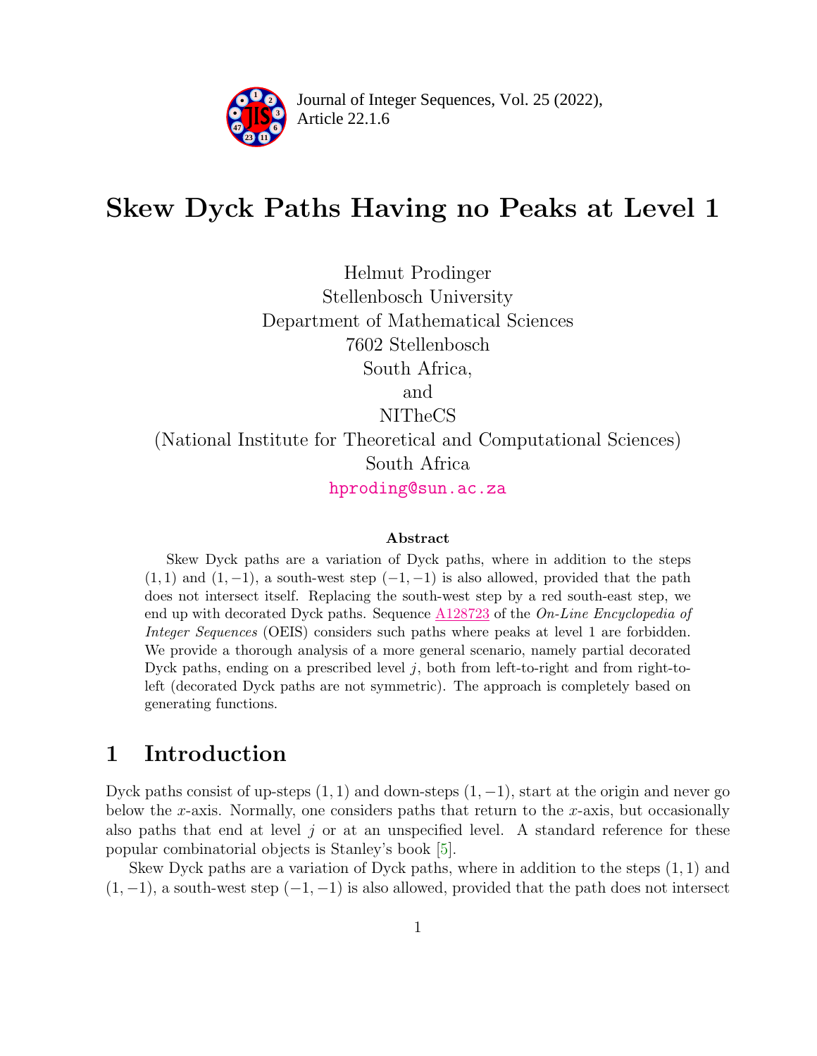# Skew Dyck Paths Having no Peaks at Level 1

Helmut Prodinger
Stellenbosch University
Department of Mathematical Sciences
7602 Stellenbosch
South Africa,
and
NITheCS
(National Institute for Theoretical and Computational Sciences)
South Africa
hproding@sun.ac.za

### Abstract

Skew Dyck paths are a variation of Dyck paths, where in addition to the steps $(1,1)$ and $(1,-1)$, a south-west step $(-1,-1)$ is also allowed, provided that the path does not intersect itself. Replacing the south-west step by a red south-east step, we end up with decorated Dyck paths. Sequence A128723 of the *On-Line Encyclopedia of Integer Sequences* (OEIS) considers such paths where peaks at level 1 are forbidden. We provide a thorough analysis of a more general scenario, namely partial decorated Dyck paths, ending on a prescribed level $j$, both from left-to-right and from right-to-left (decorated Dyck paths are not symmetric). The approach is completely based on generating functions.

## 1 Introduction

Dyck paths consist of up-steps $(1,1)$ and down-steps $(1,-1)$, start at the origin and never go below the $x$-axis. Normally, one considers paths that return to the $x$-axis, but occasionally also paths that end at level $j$ or at an unspecified level. A standard reference for these popular combinatorial objects is Stanley's book [5].

Skew Dyck paths are a variation of Dyck paths, where in addition to the steps $(1,1)$ and $(1,-1)$, a south-west step $(-1,-1)$ is also allowed, provided that the path does not intersect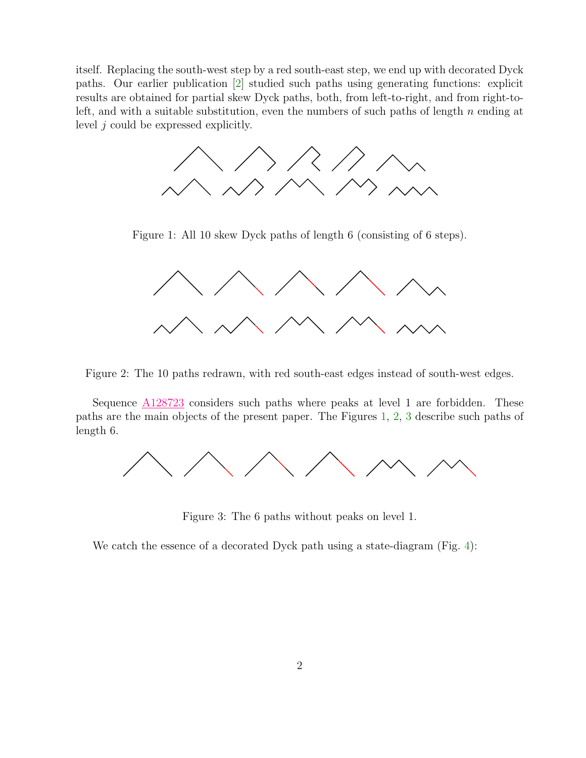itself. Replacing the south-west step by a red south-east step, we end up with decorated Dyck paths. Our earlier publication [2] studied such paths using generating functions: explicit results are obtained for partial skew Dyck paths, both, from left-to-right, and from right-to-left, and with a suitable substitution, even the numbers of such paths of length $n$ ending at level $j$ could be expressed explicitly.

Figure 1: All 10 skew Dyck paths of length 6 (consisting of 6 steps).

Figure 2: The 10 paths redrawn, with red south-east edges instead of south-west edges.

Sequence A128723 considers such paths where peaks at level 1 are forbidden. These paths are the main objects of the present paper. The Figures 1, 2, 3 describe such paths of length 6.

Figure 3: The 6 paths without peaks on level 1.

We catch the essence of a decorated Dyck path using a state-diagram (Fig. 4):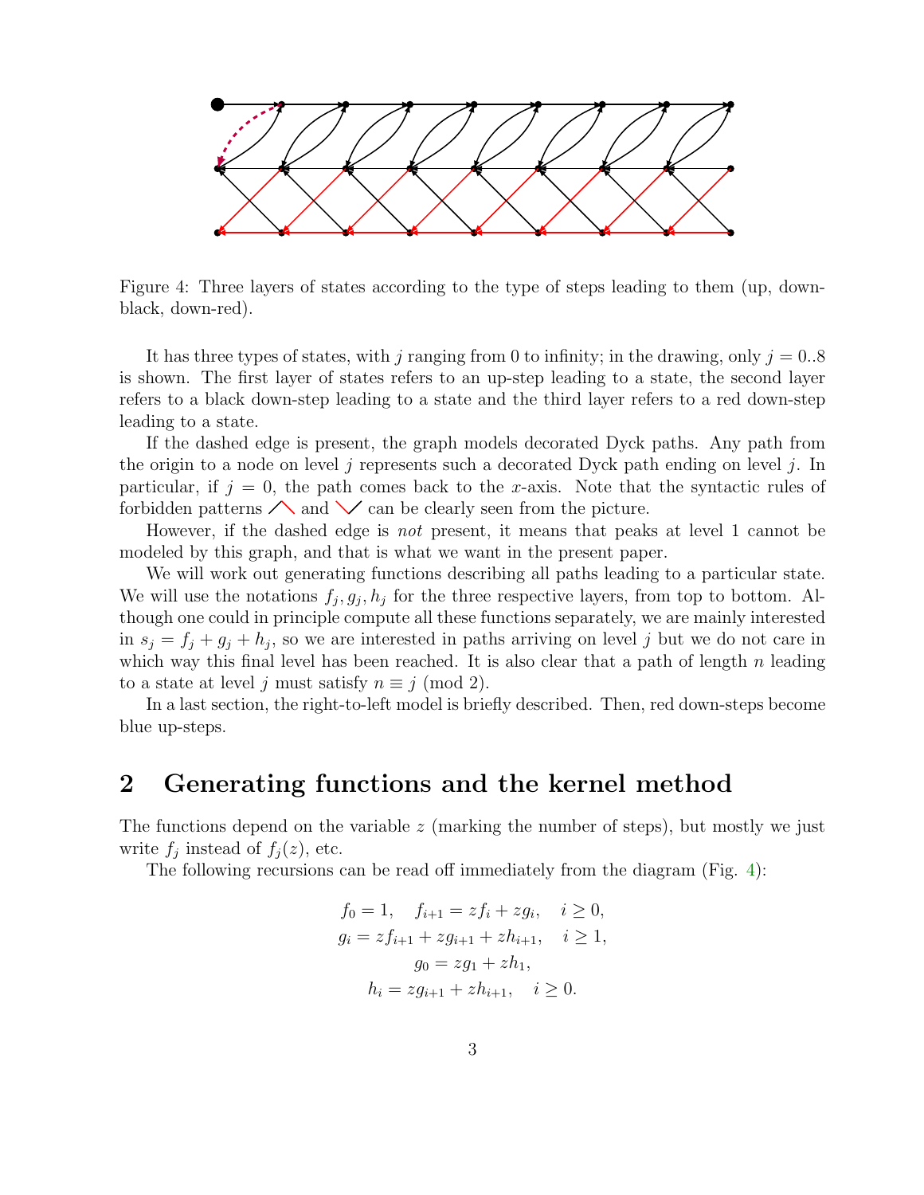Figure 4: Three layers of states according to the type of steps leading to them (up, down-black, down-red).

It has three types of states, with $j$ ranging from 0 to infinity; in the drawing, only $j = 0..8$ is shown. The first layer of states refers to an up-step leading to a state, the second layer refers to a black down-step leading to a state and the third layer refers to a red down-step leading to a state.

If the dashed edge is present, the graph models decorated Dyck paths. Any path from the origin to a node on level $j$ represents such a decorated Dyck path ending on level $j$. In particular, if $j = 0$, the path comes back to the $x$-axis. Note that the syntactic rules of forbidden patterns ╱╲ and ╲╱ can be clearly seen from the picture.

However, if the dashed edge is *not* present, it means that peaks at level 1 cannot be modeled by this graph, and that is what we want in the present paper.

We will work out generating functions describing all paths leading to a particular state. We will use the notations $f_j, g_j, h_j$ for the three respective layers, from top to bottom. Although one could in principle compute all these functions separately, we are mainly interested in $s_j = f_j + g_j + h_j$, so we are interested in paths arriving on level $j$ but we do not care in which way this final level has been reached. It is also clear that a path of length $n$ leading to a state at level $j$ must satisfy $n \equiv j \pmod 2$.

In a last section, the right-to-left model is briefly described. Then, red down-steps become blue up-steps.

## 2 Generating functions and the kernel method

The functions depend on the variable $z$ (marking the number of steps), but mostly we just write $f_j$ instead of $f_j(z)$, etc.

The following recursions can be read off immediately from the diagram (Fig. 4):

$$
\begin{gathered}
f_0 = 1, \quad f_{i+1} = z f_i + z g_i, \quad i \geq 0, \\
g_i = z f_{i+1} + z g_{i+1} + z h_{i+1}, \quad i \geq 1, \\
g_0 = z g_1 + z h_1, \\
h_i = z g_{i+1} + z h_{i+1}, \quad i \geq 0.
\end{gathered}
$$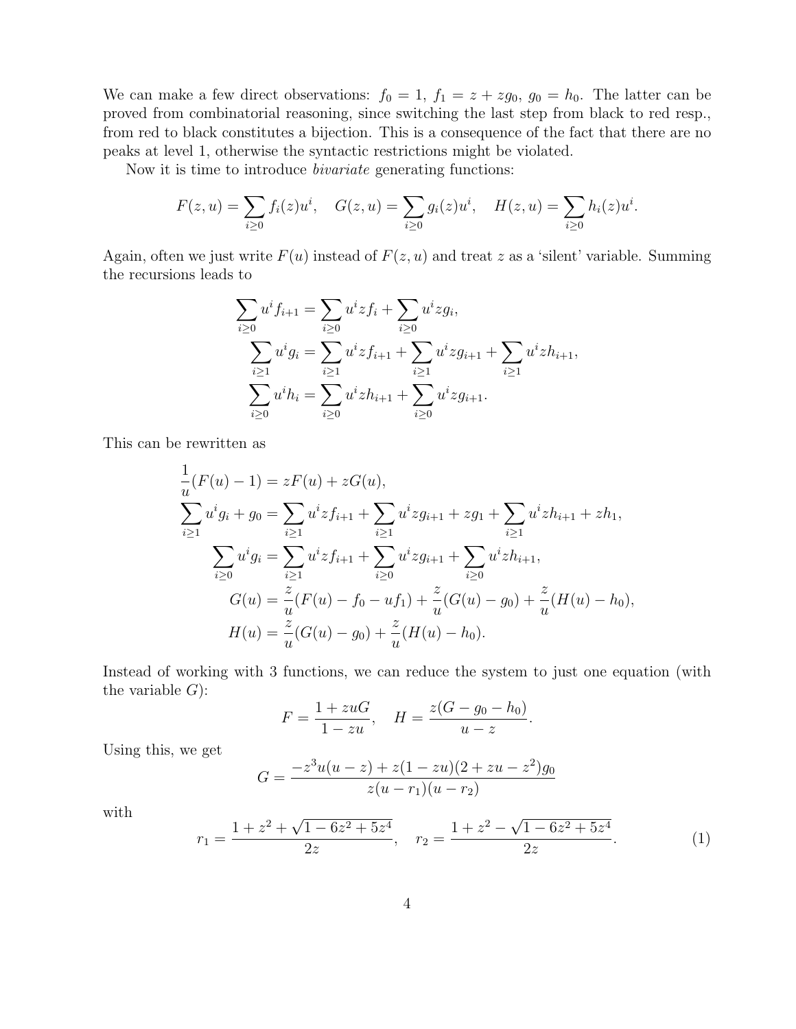We can make a few direct observations: $f_0 = 1$, $f_1 = z + zg_0$, $g_0 = h_0$. The latter can be proved from combinatorial reasoning, since switching the last step from black to red resp., from red to black constitutes a bijection. This is a consequence of the fact that there are no peaks at level 1, otherwise the syntactic restrictions might be violated.

Now it is time to introduce *bivariate* generating functions:

$$F(z,u) = \sum_{i\geq 0} f_i(z)u^i, \quad G(z,u) = \sum_{i\geq 0} g_i(z)u^i, \quad H(z,u) = \sum_{i\geq 0} h_i(z)u^i.$$

Again, often we just write $F(u)$ instead of $F(z,u)$ and treat $z$ as a 'silent' variable. Summing the recursions leads to

$$\begin{aligned}
\sum_{i\geq 0} u^i f_{i+1} &= \sum_{i\geq 0} u^i z f_i + \sum_{i\geq 0} u^i z g_i, \\
\sum_{i\geq 1} u^i g_i &= \sum_{i\geq 1} u^i z f_{i+1} + \sum_{i\geq 1} u^i z g_{i+1} + \sum_{i\geq 1} u^i z h_{i+1}, \\
\sum_{i\geq 0} u^i h_i &= \sum_{i\geq 0} u^i z h_{i+1} + \sum_{i\geq 0} u^i z g_{i+1}.
\end{aligned}$$

This can be rewritten as

$$\begin{aligned}
\frac{1}{u}(F(u)-1) &= zF(u) + zG(u), \\
\sum_{i\geq 1} u^i g_i + g_0 &= \sum_{i\geq 1} u^i z f_{i+1} + \sum_{i\geq 1} u^i z g_{i+1} + zg_1 + \sum_{i\geq 1} u^i z h_{i+1} + zh_1, \\
\sum_{i\geq 0} u^i g_i &= \sum_{i\geq 1} u^i z f_{i+1} + \sum_{i\geq 0} u^i z g_{i+1} + \sum_{i\geq 0} u^i z h_{i+1}, \\
G(u) &= \frac{z}{u}(F(u) - f_0 - uf_1) + \frac{z}{u}(G(u) - g_0) + \frac{z}{u}(H(u) - h_0), \\
H(u) &= \frac{z}{u}(G(u) - g_0) + \frac{z}{u}(H(u) - h_0).
\end{aligned}$$

Instead of working with 3 functions, we can reduce the system to just one equation (with the variable $G$):

$$F = \frac{1 + zuG}{1 - zu}, \quad H = \frac{z(G - g_0 - h_0)}{u - z}.$$

Using this, we get

$$G = \frac{-z^3 u(u-z) + z(1-zu)(2+zu-z^2)g_0}{z(u-r_1)(u-r_2)}$$

with

$$r_1 = \frac{1 + z^2 + \sqrt{1 - 6z^2 + 5z^4}}{2z}, \quad r_2 = \frac{1 + z^2 - \sqrt{1 - 6z^2 + 5z^4}}{2z}. \tag{1}$$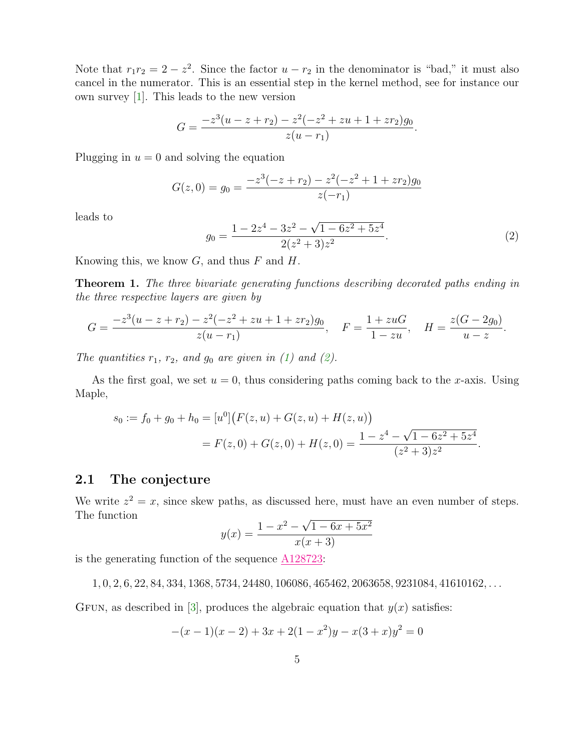Note that $r_1 r_2 = 2 - z^2$. Since the factor $u - r_2$ in the denominator is "bad," it must also cancel in the numerator. This is an essential step in the kernel method, see for instance our own survey [1]. This leads to the new version

$$G = \frac{-z^3(u - z + r_2) - z^2(-z^2 + zu + 1 + zr_2)g_0}{z(u - r_1)}.$$

Plugging in $u = 0$ and solving the equation

$$G(z, 0) = g_0 = \frac{-z^3(-z + r_2) - z^2(-z^2 + 1 + zr_2)g_0}{z(-r_1)}$$

leads to

$$g_0 = \frac{1 - 2z^4 - 3z^2 - \sqrt{1 - 6z^2 + 5z^4}}{2(z^2 + 3)z^2}. \tag{2}$$

Knowing this, we know $G$, and thus $F$ and $H$.

**Theorem 1.** *The three bivariate generating functions describing decorated paths ending in the three respective layers are given by*

$$G = \frac{-z^3(u - z + r_2) - z^2(-z^2 + zu + 1 + zr_2)g_0}{z(u - r_1)}, \quad F = \frac{1 + zuG}{1 - zu}, \quad H = \frac{z(G - 2g_0)}{u - z}.$$

*The quantities $r_1$, $r_2$, and $g_0$ are given in (1) and (2).*

As the first goal, we set $u = 0$, thus considering paths coming back to the $x$-axis. Using Maple,

$$\begin{aligned} s_0 := f_0 + g_0 + h_0 &= [u^0]\big(F(z, u) + G(z, u) + H(z, u)\big) \\ &= F(z, 0) + G(z, 0) + H(z, 0) = \frac{1 - z^4 - \sqrt{1 - 6z^2 + 5z^4}}{(z^2 + 3)z^2}. \end{aligned}$$

## 2.1 The conjecture

We write $z^2 = x$, since skew paths, as discussed here, must have an even number of steps. The function

$$y(x) = \frac{1 - x^2 - \sqrt{1 - 6x + 5x^2}}{x(x + 3)}$$

is the generating function of the sequence A128723:

$$1, 0, 2, 6, 22, 84, 334, 1368, 5734, 24480, 106086, 465462, 2063658, 9231084, 41610162, \dots$$

GFUN, as described in [3], produces the algebraic equation that $y(x)$ satisfies:

$$-(x - 1)(x - 2) + 3x + 2(1 - x^2)y - x(3 + x)y^2 = 0$$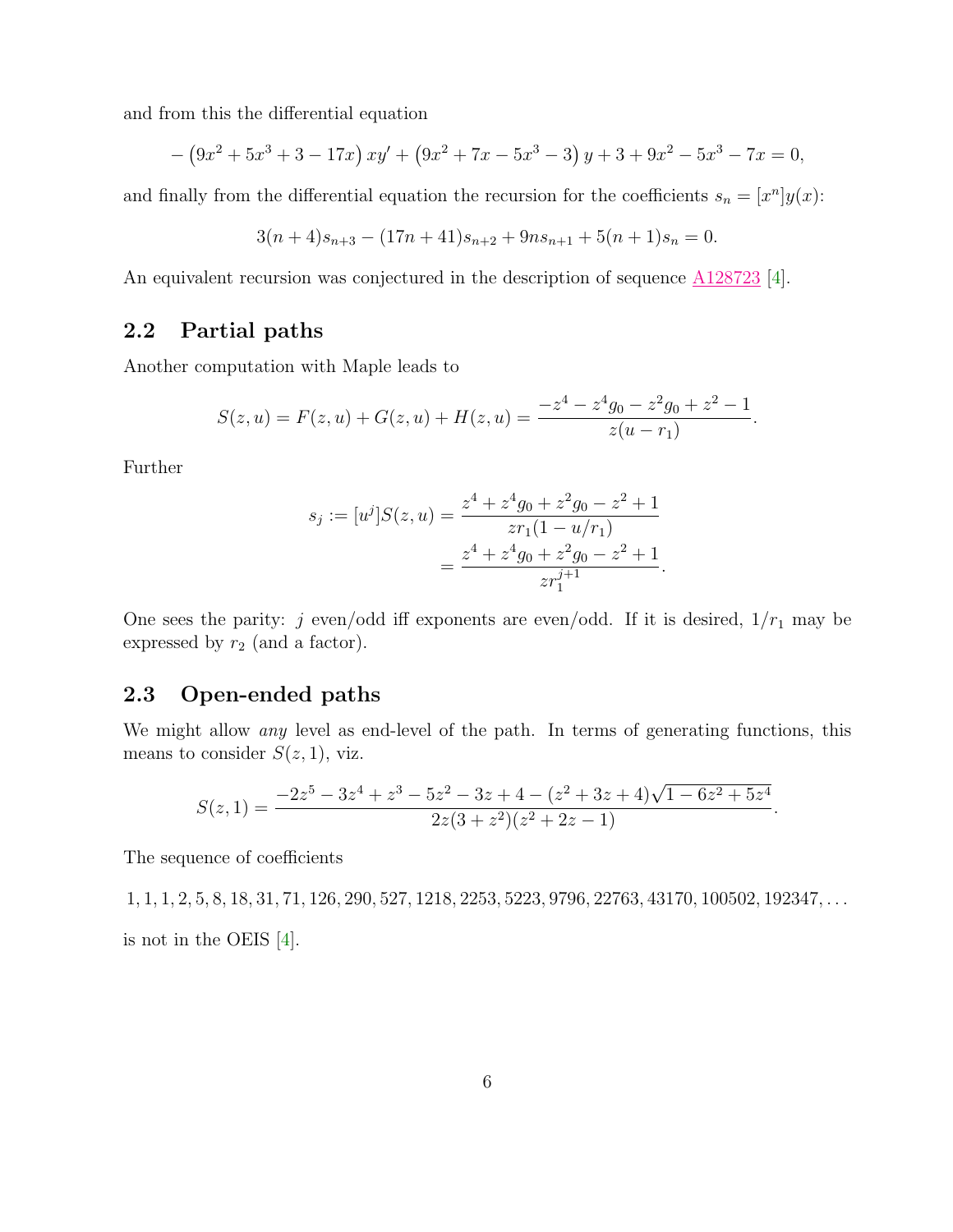and from this the differential equation

$$-\left(9x^2+5x^3+3-17x\right)xy'+\left(9x^2+7x-5x^3-3\right)y+3+9x^2-5x^3-7x=0,$$

and finally from the differential equation the recursion for the coefficients $s_n=[x^n]y(x)$:

$$3(n+4)s_{n+3}-(17n+41)s_{n+2}+9ns_{n+1}+5(n+1)s_n=0.$$

An equivalent recursion was conjectured in the description of sequence A128723 [4].

## 2.2 Partial paths

Another computation with Maple leads to

$$S(z,u)=F(z,u)+G(z,u)+H(z,u)=\frac{-z^4-z^4g_0-z^2g_0+z^2-1}{z(u-r_1)}.$$

Further

$$\begin{aligned}s_j:=[u^j]S(z,u)&=\frac{z^4+z^4g_0+z^2g_0-z^2+1}{zr_1(1-u/r_1)}\\&=\frac{z^4+z^4g_0+z^2g_0-z^2+1}{zr_1^{j+1}}.\end{aligned}$$

One sees the parity: $j$ even/odd iff exponents are even/odd. If it is desired, $1/r_1$ may be expressed by $r_2$ (and a factor).

## 2.3 Open-ended paths

We might allow *any* level as end-level of the path. In terms of generating functions, this means to consider $S(z,1)$, viz.

$$S(z,1)=\frac{-2z^5-3z^4+z^3-5z^2-3z+4-(z^2+3z+4)\sqrt{1-6z^2+5z^4}}{2z(3+z^2)(z^2+2z-1)}.$$

The sequence of coefficients

$1,1,1,2,5,8,18,31,71,126,290,527,1218,2253,5223,9796,22763,43170,100502,192347,\ldots$

is not in the OEIS [4].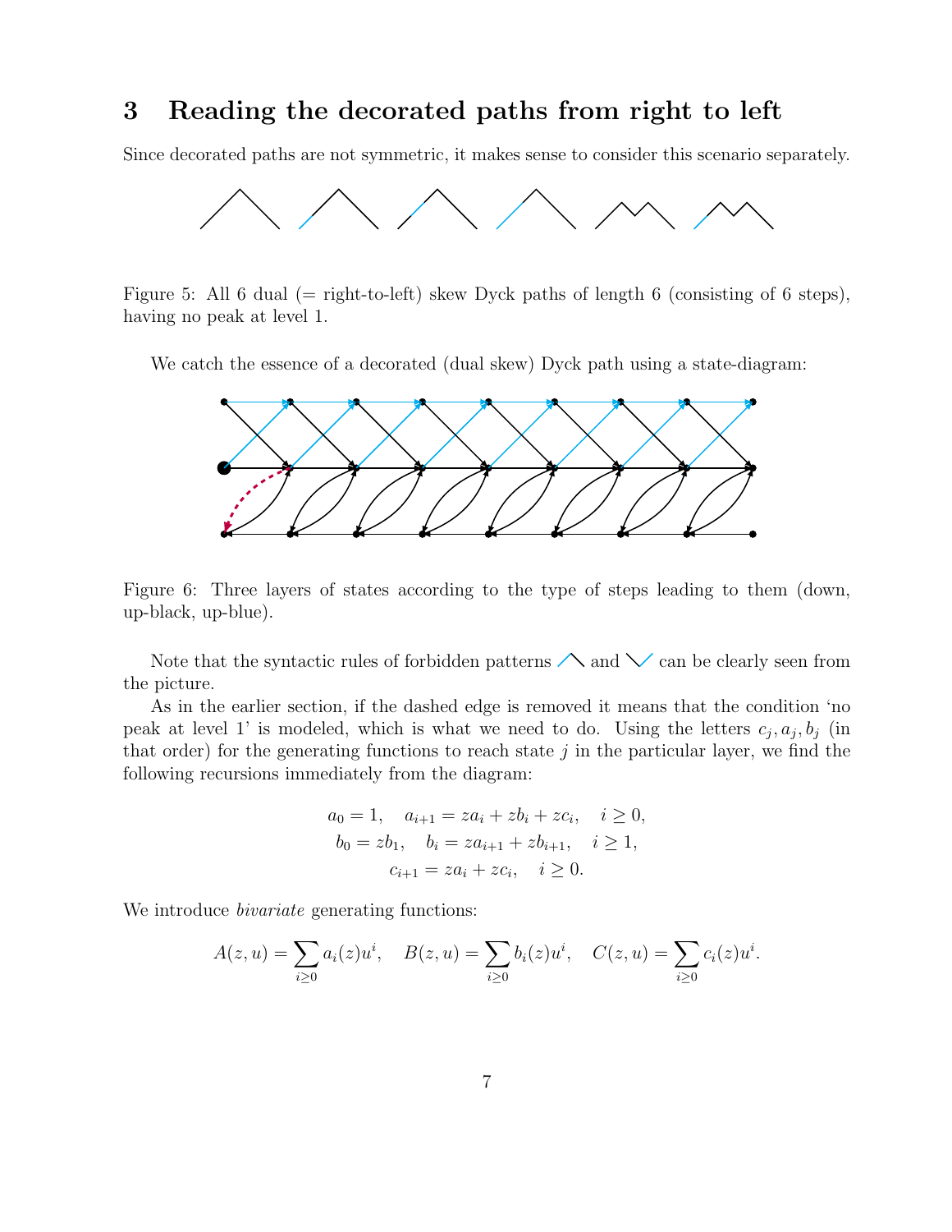# 3 Reading the decorated paths from right to left

Since decorated paths are not symmetric, it makes sense to consider this scenario separately.

Figure 5: All 6 dual (= right-to-left) skew Dyck paths of length 6 (consisting of 6 steps), having no peak at level 1.

We catch the essence of a decorated (dual skew) Dyck path using a state-diagram:

Figure 6: Three layers of states according to the type of steps leading to them (down, up-black, up-blue).

Note that the syntactic rules of forbidden patterns ╱╲ and ╲╱ can be clearly seen from the picture.

As in the earlier section, if the dashed edge is removed it means that the condition 'no peak at level 1' is modeled, which is what we need to do. Using the letters $c_j, a_j, b_j$ (in that order) for the generating functions to reach state $j$ in the particular layer, we find the following recursions immediately from the diagram:

$$a_0 = 1, \quad a_{i+1} = za_i + zb_i + zc_i, \quad i \ge 0,$$
$$b_0 = zb_1, \quad b_i = za_{i+1} + zb_{i+1}, \quad i \ge 1,$$
$$c_{i+1} = za_i + zc_i, \quad i \ge 0.$$

We introduce *bivariate* generating functions:

$$A(z,u) = \sum_{i\ge0} a_i(z)u^i, \quad B(z,u) = \sum_{i\ge0} b_i(z)u^i, \quad C(z,u) = \sum_{i\ge0} c_i(z)u^i.$$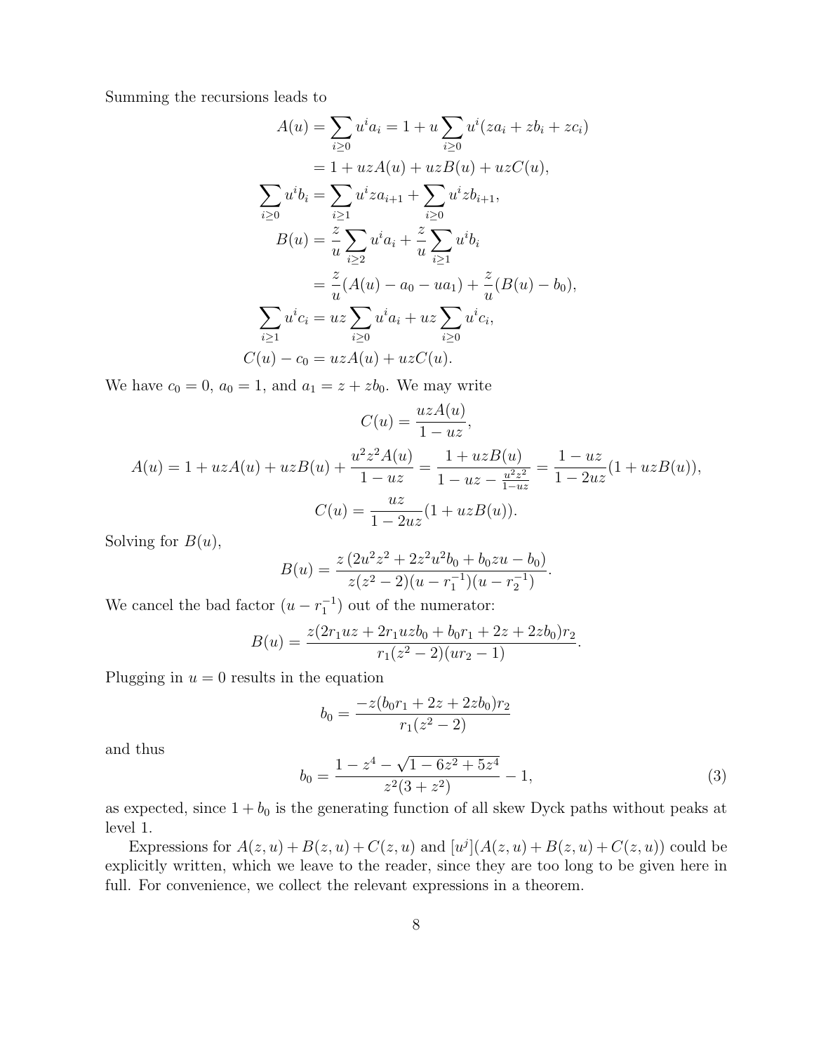Summing the recursions leads to

$$
\begin{aligned}
A(u) &= \sum_{i\geq 0} u^i a_i = 1 + u \sum_{i\geq 0} u^i (z a_i + z b_i + z c_i) \\
&= 1 + uzA(u) + uzB(u) + uzC(u), \\
\sum_{i\geq 0} u^i b_i &= \sum_{i\geq 1} u^i z a_{i+1} + \sum_{i\geq 0} u^i z b_{i+1}, \\
B(u) &= \frac{z}{u} \sum_{i\geq 2} u^i a_i + \frac{z}{u} \sum_{i\geq 1} u^i b_i \\
&= \frac{z}{u}(A(u) - a_0 - u a_1) + \frac{z}{u}(B(u) - b_0), \\
\sum_{i\geq 1} u^i c_i &= uz \sum_{i\geq 0} u^i a_i + uz \sum_{i\geq 0} u^i c_i, \\
C(u) - c_0 &= uzA(u) + uzC(u).
\end{aligned}
$$

We have $c_0 = 0$, $a_0 = 1$, and $a_1 = z + z b_0$. We may write

$$
C(u) = \frac{uzA(u)}{1-uz},
$$

$$
A(u) = 1 + uzA(u) + uzB(u) + \frac{u^2 z^2 A(u)}{1-uz} = \frac{1 + uzB(u)}{1 - uz - \frac{u^2 z^2}{1-uz}} = \frac{1-uz}{1-2uz}(1 + uzB(u)),
$$

$$
C(u) = \frac{uz}{1-2uz}(1 + uzB(u)).
$$

Solving for $B(u)$,

$$
B(u) = \frac{z\left(2u^2 z^2 + 2z^2 u^2 b_0 + b_0 z u - b_0\right)}{z(z^2-2)(u - r_1^{-1})(u - r_2^{-1})}.
$$

We cancel the bad factor $(u - r_1^{-1})$ out of the numerator:

$$
B(u) = \frac{z(2r_1 uz + 2r_1 uz b_0 + b_0 r_1 + 2z + 2z b_0) r_2}{r_1(z^2-2)(u r_2 - 1)}.
$$

Plugging in $u = 0$ results in the equation

$$
b_0 = \frac{-z(b_0 r_1 + 2z + 2z b_0) r_2}{r_1(z^2-2)}
$$

and thus

$$
b_0 = \frac{1 - z^4 - \sqrt{1 - 6z^2 + 5z^4}}{z^2(3+z^2)} - 1, \tag{3}
$$

as expected, since $1 + b_0$ is the generating function of all skew Dyck paths without peaks at level 1.

Expressions for $A(z,u) + B(z,u) + C(z,u)$ and $[u^j](A(z,u) + B(z,u) + C(z,u))$ could be explicitly written, which we leave to the reader, since they are too long to be given here in full. For convenience, we collect the relevant expressions in a theorem.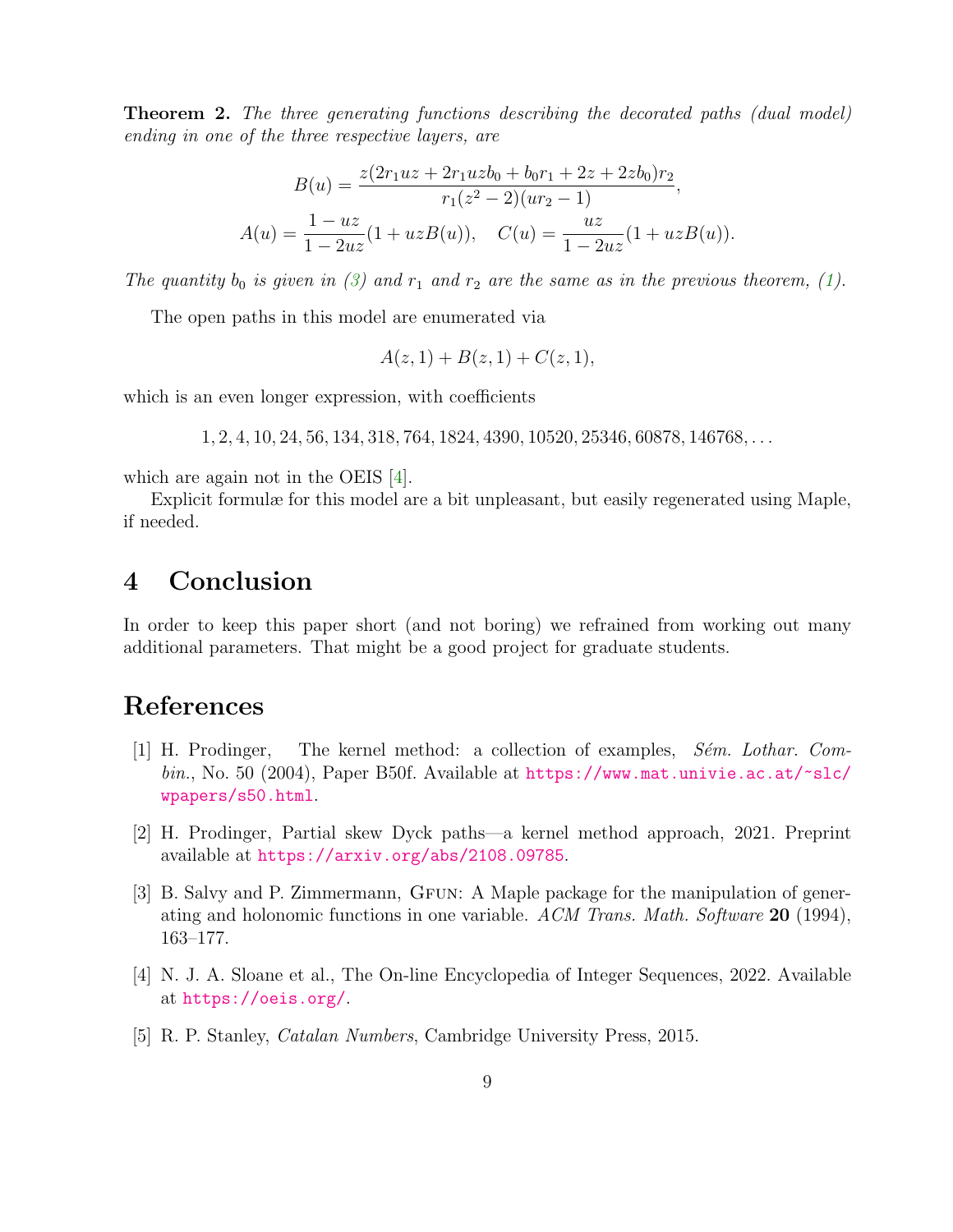**Theorem 2.** *The three generating functions describing the decorated paths (dual model) ending in one of the three respective layers, are*

$$B(u) = \frac{z(2r_1uz + 2r_1uzb_0 + b_0r_1 + 2z + 2zb_0)r_2}{r_1(z^2-2)(ur_2-1)},$$
$$A(u) = \frac{1-uz}{1-2uz}(1+uzB(u)), \quad C(u) = \frac{uz}{1-2uz}(1+uzB(u)).$$

*The quantity $b_0$ is given in (3) and $r_1$ and $r_2$ are the same as in the previous theorem, (1).*

The open paths in this model are enumerated via

$$A(z,1) + B(z,1) + C(z,1),$$

which is an even longer expression, with coefficients

$$1, 2, 4, 10, 24, 56, 134, 318, 764, 1824, 4390, 10520, 25346, 60878, 146768, \ldots$$

which are again not in the OEIS [4].

Explicit formulæ for this model are a bit unpleasant, but easily regenerated using Maple, if needed.

# 4 Conclusion

In order to keep this paper short (and not boring) we refrained from working out many additional parameters. That might be a good project for graduate students.

# References

[1] H. Prodinger, The kernel method: a collection of examples, *Sém. Lothar. Combin.*, No. 50 (2004), Paper B50f. Available at https://www.mat.univie.ac.at/~slc/wpapers/s50.html.

[2] H. Prodinger, Partial skew Dyck paths—a kernel method approach, 2021. Preprint available at https://arxiv.org/abs/2108.09785.

[3] B. Salvy and P. Zimmermann, Gfun: A Maple package for the manipulation of generating and holonomic functions in one variable. *ACM Trans. Math. Software* **20** (1994), 163–177.

[4] N. J. A. Sloane et al., The On-line Encyclopedia of Integer Sequences, 2022. Available at https://oeis.org/.

[5] R. P. Stanley, *Catalan Numbers*, Cambridge University Press, 2015.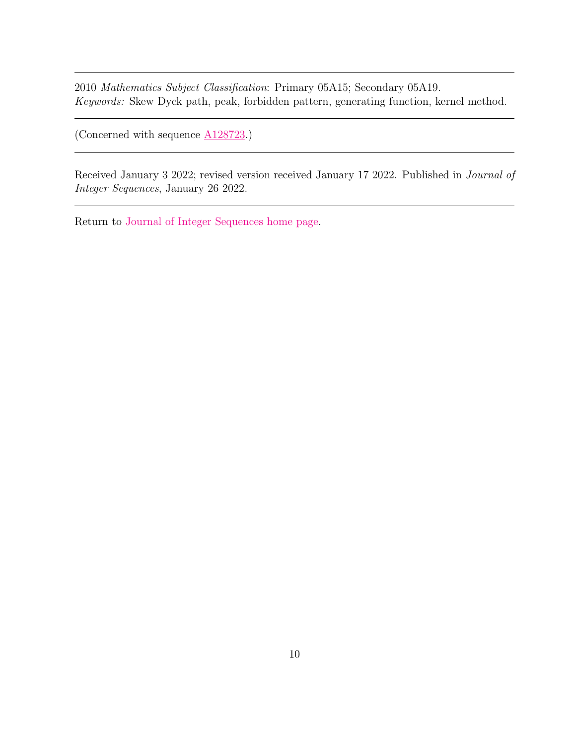---

2010 *Mathematics Subject Classification*: Primary 05A15; Secondary 05A19.
*Keywords:* Skew Dyck path, peak, forbidden pattern, generating function, kernel method.

---

(Concerned with sequence A128723.)

---

Received January 3 2022; revised version received January 17 2022. Published in *Journal of Integer Sequences*, January 26 2022.

---

Return to Journal of Integer Sequences home page.